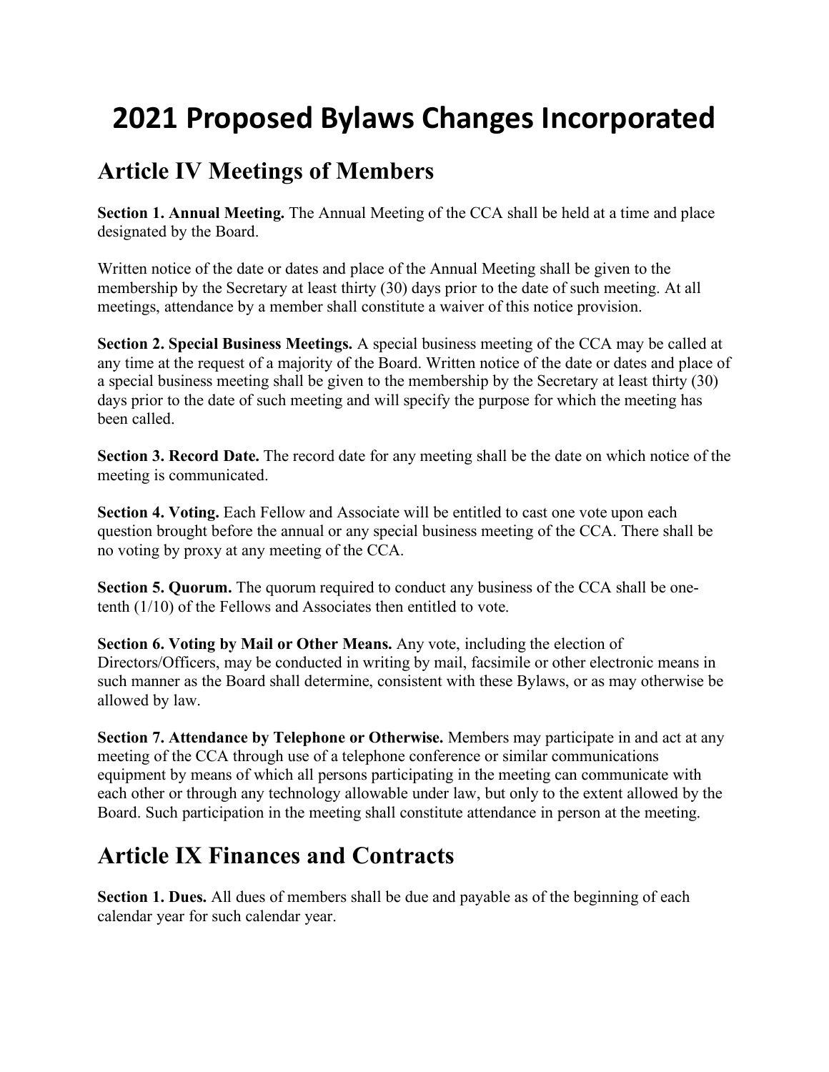# 2021 Proposed Bylaws Changes Incorporated

## Article IV Meetings of Members

**Section 1. Annual Meeting.** The Annual Meeting of the CCA shall be held at a time and place designated by the Board.

Written notice of the date or dates and place of the Annual Meeting shall be given to the membership by the Secretary at least thirty (30) days prior to the date of such meeting. At all meetings, attendance by a member shall constitute a waiver of this notice provision.

**Section 2. Special Business Meetings.** A special business meeting of the CCA may be called at any time at the request of a majority of the Board. Written notice of the date or dates and place of a special business meeting shall be given to the membership by the Secretary at least thirty (30) days prior to the date of such meeting and will specify the purpose for which the meeting has been called.

**Section 3. Record Date.** The record date for any meeting shall be the date on which notice of the meeting is communicated.

**Section 4. Voting.** Each Fellow and Associate will be entitled to cast one vote upon each question brought before the annual or any special business meeting of the CCA. There shall be no voting by proxy at any meeting of the CCA.

**Section 5. Quorum.** The quorum required to conduct any business of the CCA shall be one-tenth (1/10) of the Fellows and Associates then entitled to vote.

**Section 6. Voting by Mail or Other Means.** Any vote, including the election of Directors/Officers, may be conducted in writing by mail, facsimile or other electronic means in such manner as the Board shall determine, consistent with these Bylaws, or as may otherwise be allowed by law.

**Section 7. Attendance by Telephone or Otherwise.** Members may participate in and act at any meeting of the CCA through use of a telephone conference or similar communications equipment by means of which all persons participating in the meeting can communicate with each other or through any technology allowable under law, but only to the extent allowed by the Board. Such participation in the meeting shall constitute attendance in person at the meeting.

## Article IX Finances and Contracts

**Section 1. Dues.** All dues of members shall be due and payable as of the beginning of each calendar year for such calendar year.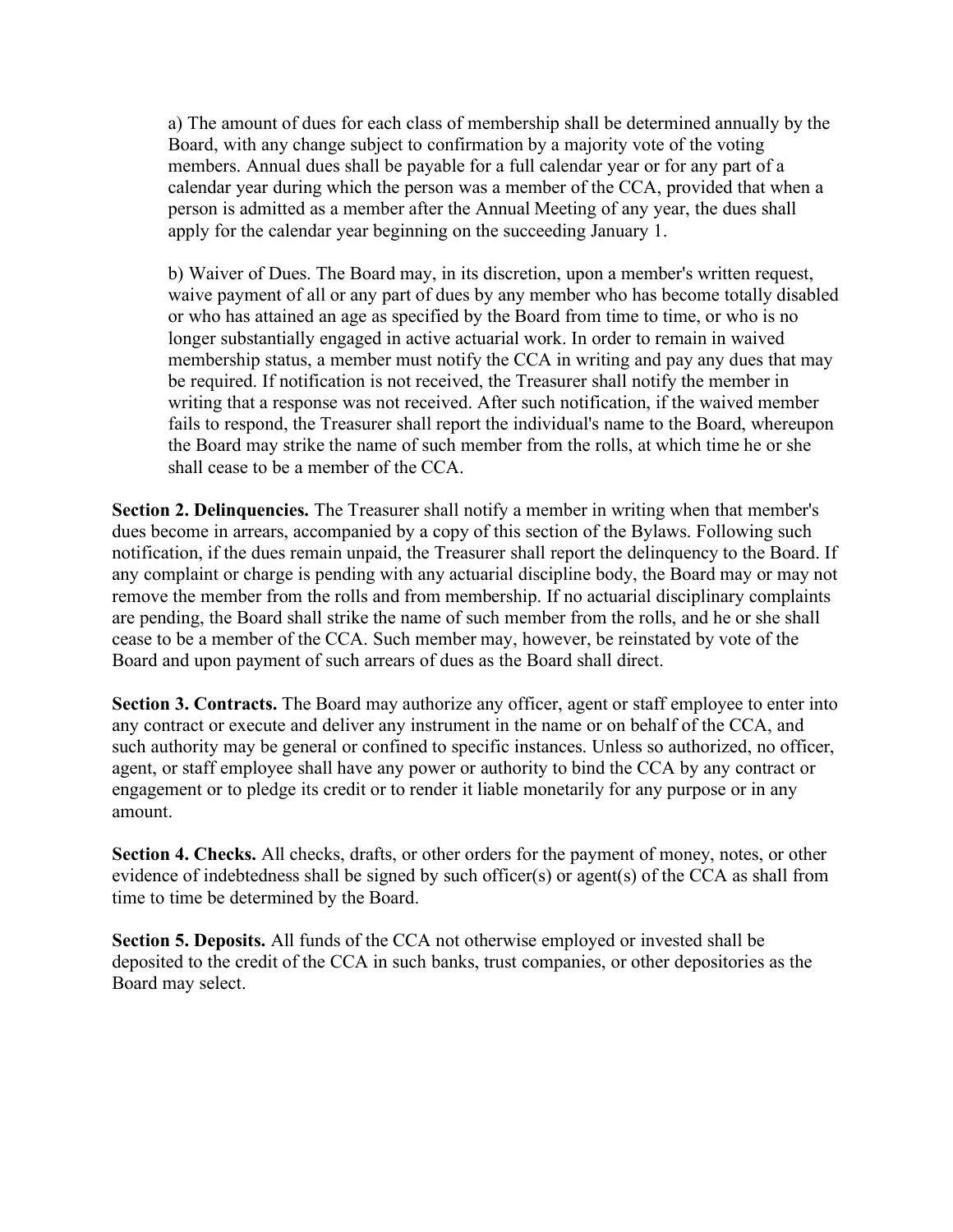a) The amount of dues for each class of membership shall be determined annually by the Board, with any change subject to confirmation by a majority vote of the voting members. Annual dues shall be payable for a full calendar year or for any part of a calendar year during which the person was a member of the CCA, provided that when a person is admitted as a member after the Annual Meeting of any year, the dues shall apply for the calendar year beginning on the succeeding January 1.

b) Waiver of Dues. The Board may, in its discretion, upon a member's written request, waive payment of all or any part of dues by any member who has become totally disabled or who has attained an age as specified by the Board from time to time, or who is no longer substantially engaged in active actuarial work. In order to remain in waived membership status, a member must notify the CCA in writing and pay any dues that may be required. If notification is not received, the Treasurer shall notify the member in writing that a response was not received. After such notification, if the waived member fails to respond, the Treasurer shall report the individual's name to the Board, whereupon the Board may strike the name of such member from the rolls, at which time he or she shall cease to be a member of the CCA.

**Section 2. Delinquencies.** The Treasurer shall notify a member in writing when that member's dues become in arrears, accompanied by a copy of this section of the Bylaws. Following such notification, if the dues remain unpaid, the Treasurer shall report the delinquency to the Board. If any complaint or charge is pending with any actuarial discipline body, the Board may or may not remove the member from the rolls and from membership. If no actuarial disciplinary complaints are pending, the Board shall strike the name of such member from the rolls, and he or she shall cease to be a member of the CCA. Such member may, however, be reinstated by vote of the Board and upon payment of such arrears of dues as the Board shall direct.

**Section 3. Contracts.** The Board may authorize any officer, agent or staff employee to enter into any contract or execute and deliver any instrument in the name or on behalf of the CCA, and such authority may be general or confined to specific instances. Unless so authorized, no officer, agent, or staff employee shall have any power or authority to bind the CCA by any contract or engagement or to pledge its credit or to render it liable monetarily for any purpose or in any amount.

**Section 4. Checks.** All checks, drafts, or other orders for the payment of money, notes, or other evidence of indebtedness shall be signed by such officer(s) or agent(s) of the CCA as shall from time to time be determined by the Board.

**Section 5. Deposits.** All funds of the CCA not otherwise employed or invested shall be deposited to the credit of the CCA in such banks, trust companies, or other depositories as the Board may select.